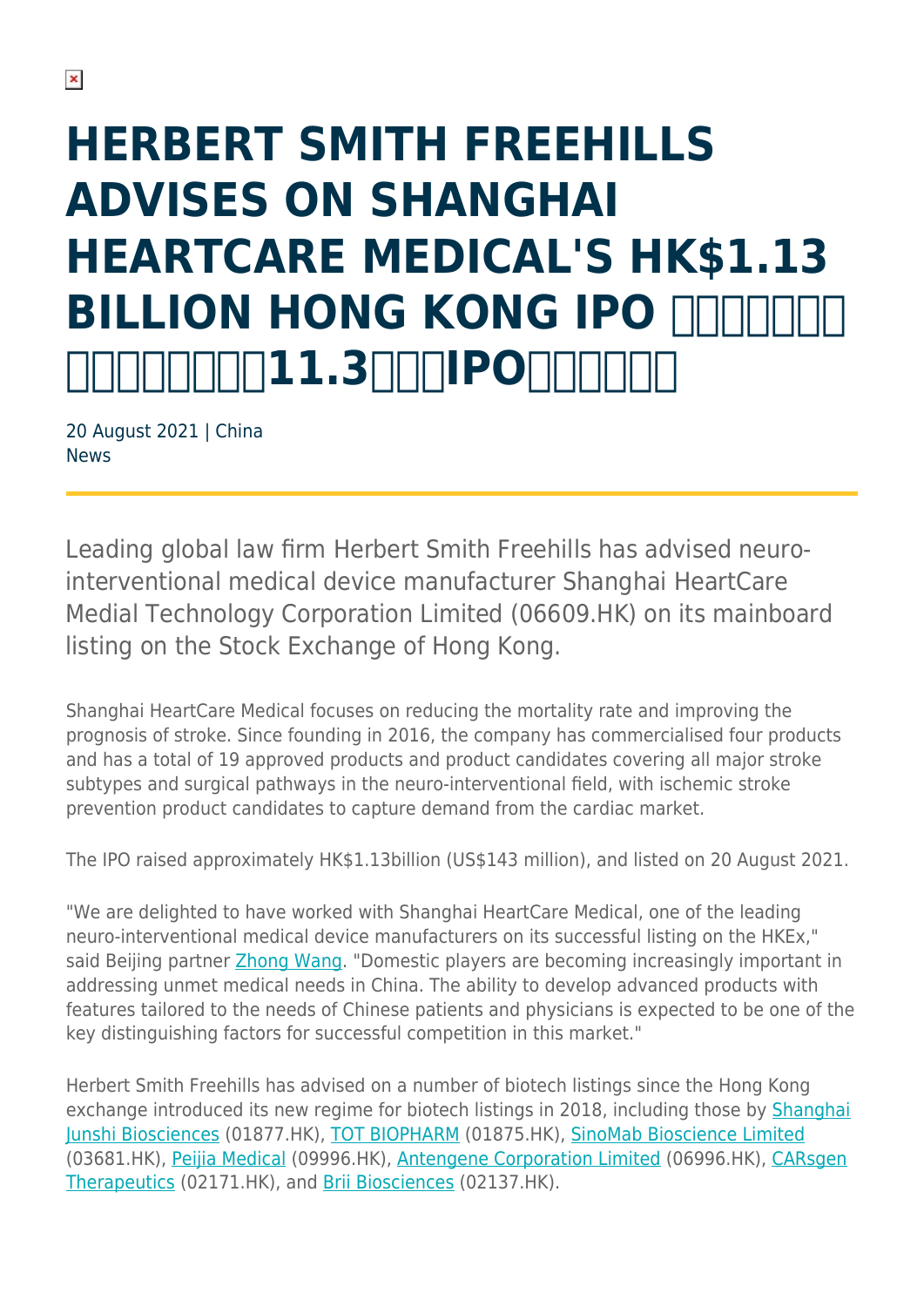# HERBERT SMITH FREEHILLS ADVISES ON SHANGHAI HEARTCARE MEDICAL'S HK$1.13 BILLION HONG KONG IPO □□□□□□□ □□□□□□□□11.3□□□IPO□□□□□□

20 August 2021 | China
News

Leading global law firm Herbert Smith Freehills has advised neuro-interventional medical device manufacturer Shanghai HeartCare Medial Technology Corporation Limited (06609.HK) on its mainboard listing on the Stock Exchange of Hong Kong.

Shanghai HeartCare Medical focuses on reducing the mortality rate and improving the prognosis of stroke. Since founding in 2016, the company has commercialised four products and has a total of 19 approved products and product candidates covering all major stroke subtypes and surgical pathways in the neuro-interventional field, with ischemic stroke prevention product candidates to capture demand from the cardiac market.

The IPO raised approximately HK$1.13billion (US$143 million), and listed on 20 August 2021.

"We are delighted to have worked with Shanghai HeartCare Medical, one of the leading neuro-interventional medical device manufacturers on its successful listing on the HKEx," said Beijing partner Zhong Wang. "Domestic players are becoming increasingly important in addressing unmet medical needs in China. The ability to develop advanced products with features tailored to the needs of Chinese patients and physicians is expected to be one of the key distinguishing factors for successful competition in this market."

Herbert Smith Freehills has advised on a number of biotech listings since the Hong Kong exchange introduced its new regime for biotech listings in 2018, including those by Shanghai Junshi Biosciences (01877.HK), TOT BIOPHARM (01875.HK), SinoMab Bioscience Limited (03681.HK), Peijia Medical (09996.HK), Antengene Corporation Limited (06996.HK), CARsgen Therapeutics (02171.HK), and Brii Biosciences (02137.HK).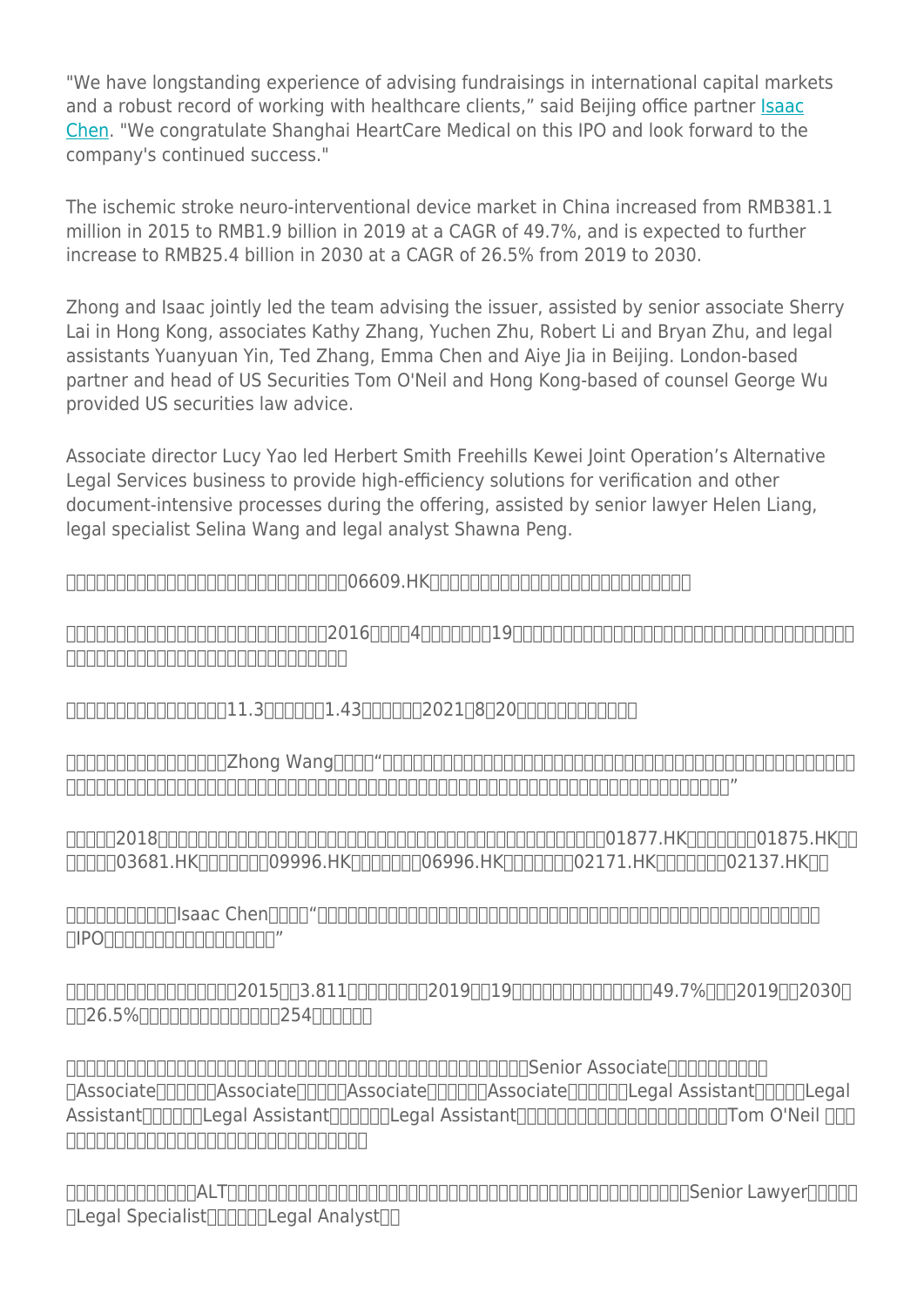"We have longstanding experience of advising fundraisings in international capital markets and a robust record of working with healthcare clients," said Beijing office partner [Isaac Chen](). "We congratulate Shanghai HeartCare Medical on this IPO and look forward to the company's continued success."

The ischemic stroke neuro-interventional device market in China increased from RMB381.1 million in 2015 to RMB1.9 billion in 2019 at a CAGR of 49.7%, and is expected to further increase to RMB25.4 billion in 2030 at a CAGR of 26.5% from 2019 to 2030.

Zhong and Isaac jointly led the team advising the issuer, assisted by senior associate Sherry Lai in Hong Kong, associates Kathy Zhang, Yuchen Zhu, Robert Li and Bryan Zhu, and legal assistants Yuanyuan Yin, Ted Zhang, Emma Chen and Aiye Jia in Beijing. London-based partner and head of US Securities Tom O'Neil and Hong Kong-based of counsel George Wu provided US securities law advice.

Associate director Lucy Yao led Herbert Smith Freehills Kewei Joint Operation's Alternative Legal Services business to provide high-efficiency solutions for verification and other document-intensive processes during the offering, assisted by senior lawyer Helen Liang, legal specialist Selina Wang and legal analyst Shawna Peng.

□□□□□□□□□□□□□□□□□□□□□□□□□□□□06609.HK□□□□□□□□□□□□□□□□□□□□□□□□□□□

□□□□□□□□□□□□□□□□□□□□□□□□□□□2016□□□□4□□□□□□□19□□□□□□□□□□□□□□□□□□□□□□□□□□□□□□□□□□□□□□□□□□□□□□□□□□□□□□□□□□□□□

□□□□□□□□□□□□□□□□11.3□□□□□□1.43□□□□□□2021□8□20□□□□□□□□□□□□□

□□□□□□□□□□□□□□□□Zhong Wang□□□□"□□□□□□□□□□□□□□□□□□□□□□□□□□□□□□□□□□□□□□□□□□□□□□□□□□□□□□□□□□□□□□□□□□□□□□□□□□□□□□□□□□□□□□□□□□□□□□□□□□□□□□□"

□□□□□2018□□□□□□□□□□□□□□□□□□□□□□□□□□□□□□□□□□□□□01877.HK□□□□□□□01875.HK□□□□□□□03681.HK□□□□□□□09996.HK□□□□□□□06996.HK□□□□□□□02171.HK□□□□□□□02137.HK□□

□□□□□□□□□□□Isaac Chen□□□□"□□□□□□□□□□□□□□□□□□□□□□□□□□□□□□□□□□□□□□□□□□□□□□□□□IPO□□□□□□□□□□□□□□□□□"

□□□□□□□□□□□□□□□□□2015□□3.811□□□□□□□□2019□□19□□□□□□□□□□□□□□□49.7%□□□2019□□2030□□□26.5%□□□□□□□□□□□□□□254□□□□□□□

□□□□□□□□□□□□□□□□□□□□□□□□□□□□□□□□□□□□□□□□□□□□□□□Senior Associate□□□□□□□□□□□Associate□□□□□□Associate□□□□□Associate□□□□□□Associate□□□□□□Legal Assistant□□□□□Legal Assistant□□□□□□Legal Assistant□□□□□□Legal Assistant□□□□□□□□□□□□□□□□□□□□□□Tom O'Neil □□□□□□□□□□□□□□□□□□□□□□□□□□□□□□□□

□□□□□□□□□□□□□ALT□□□□□□□□□□□□□□□□□□□□□□□□□□□□□□□□□□□□□□□□□□□□□□□□□□□Senior Lawyer□□□□□□Legal Specialist□□□□□□Legal Analyst□□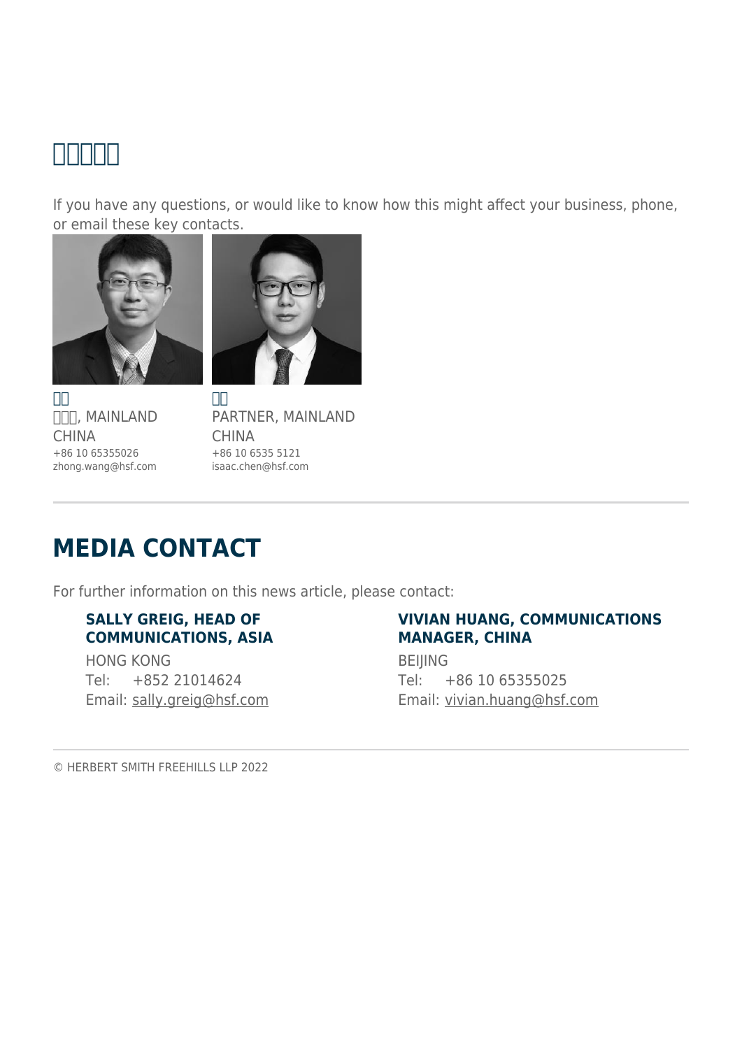## □□□□□

If you have any questions, or would like to know how this might affect your business, phone, or email these key contacts.

**□□**
□□□, MAINLAND CHINA
+86 10 65355026
zhong.wang@hsf.com

**□□**
PARTNER, MAINLAND CHINA
+86 10 6535 5121
isaac.chen@hsf.com

## MEDIA CONTACT

For further information on this news article, please contact:

**SALLY GREIG, HEAD OF COMMUNICATIONS, ASIA**

HONG KONG
Tel: +852 21014624
Email: sally.greig@hsf.com

**VIVIAN HUANG, COMMUNICATIONS MANAGER, CHINA**

BEIJING
Tel: +86 10 65355025
Email: vivian.huang@hsf.com

© HERBERT SMITH FREEHILLS LLP 2022